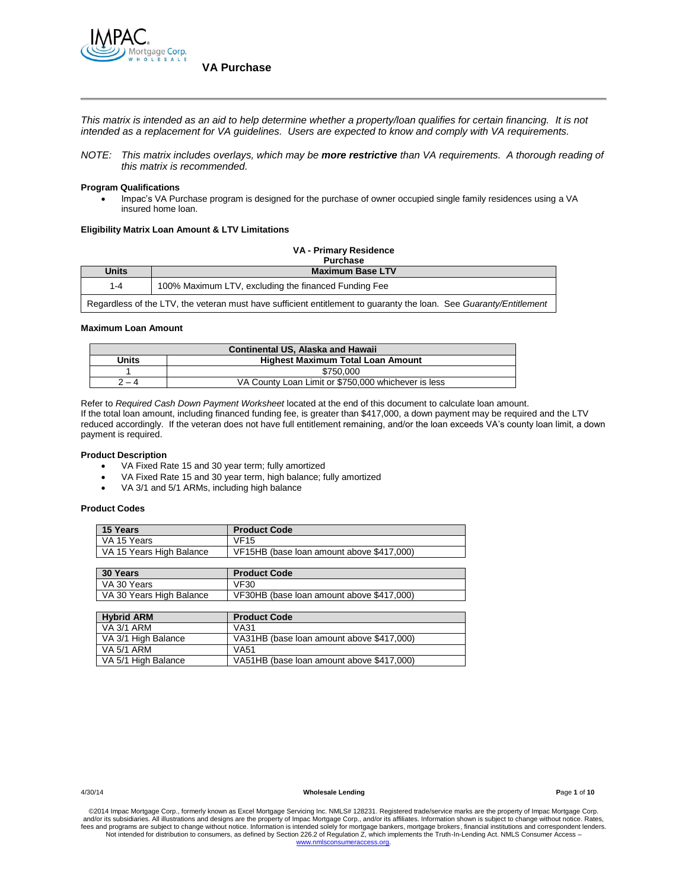# VA Purchase

*This matrix is intended as an aid to help determine whether a property/loan qualifies for certain financing. It is not intended as a replacement for VA guidelines. Users are expected to know and comply with VA requirements.*

*NOTE: This matrix includes overlays, which may be **more restrictive** than VA requirements. A thorough reading of this matrix is recommended.*

**Program Qualifications**

- Impac's VA Purchase program is designed for the purchase of owner occupied single family residences using a VA insured home loan.

**Eligibility Matrix Loan Amount & LTV Limitations**

| VA - Primary Residence Purchase | |
|---|---|
| **Units** | **Maximum Base LTV** |
| 1-4 | 100% Maximum LTV, excluding the financed Funding Fee |
| Regardless of the LTV, the veteran must have sufficient entitlement to guaranty the loan. See *Guaranty/Entitlement* | |

**Maximum Loan Amount**

| Continental US, Alaska and Hawaii | |
|---|---|
| **Units** | **Highest Maximum Total Loan Amount** |
| 1 | $750,000 |
| 2 – 4 | VA County Loan Limit or $750,000 whichever is less |

Refer to *Required Cash Down Payment Worksheet* located at the end of this document to calculate loan amount.
If the total loan amount, including financed funding fee, is greater than $417,000, a down payment may be required and the LTV reduced accordingly. If the veteran does not have full entitlement remaining, and/or the loan exceeds VA's county loan limit, a down payment is required.

**Product Description**

- VA Fixed Rate 15 and 30 year term; fully amortized
- VA Fixed Rate 15 and 30 year term, high balance; fully amortized
- VA 3/1 and 5/1 ARMs, including high balance

**Product Codes**

| 15 Years | Product Code |
|---|---|
| VA 15 Years | VF15 |
| VA 15 Years High Balance | VF15HB (base loan amount above $417,000) |

| 30 Years | Product Code |
|---|---|
| VA 30 Years | VF30 |
| VA 30 Years High Balance | VF30HB (base loan amount above $417,000) |

| Hybrid ARM | Product Code |
|---|---|
| VA 3/1 ARM | VA31 |
| VA 3/1 High Balance | VA31HB (base loan amount above $417,000) |
| VA 5/1 ARM | VA51 |
| VA 5/1 High Balance | VA51HB (base loan amount above $417,000) |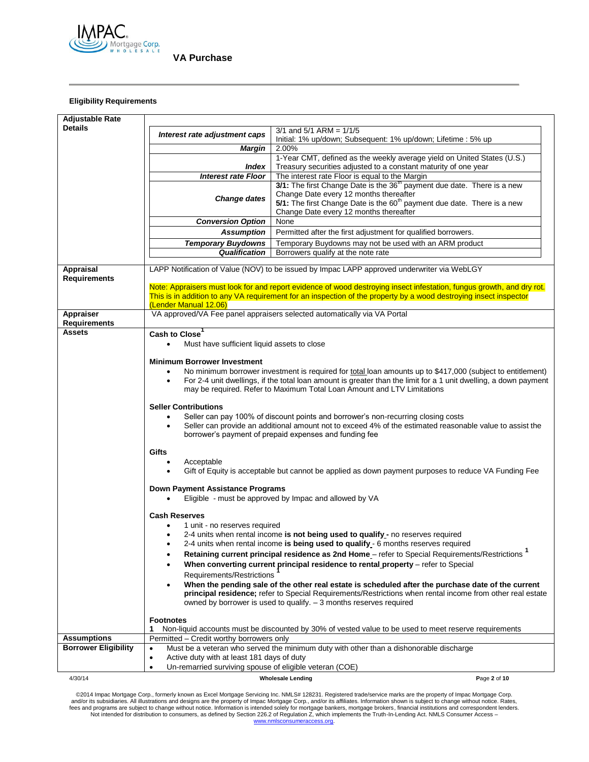# VA Purchase

## Eligibility Requirements

| | |
|---|---|
| **Adjustable Rate Details** | ***Interest rate adjustment caps***: 3/1 and 5/1 ARM = 1/1/5<br>Initial: 1% up/down; Subsequent: 1% up/down; Lifetime : 5% up<br>***Margin***: 2.00%<br>***Index***: 1-Year CMT, defined as the weekly average yield on United States (U.S.) Treasury securities adjusted to a constant maturity of one year<br>***Interest rate Floor***: The interest rate Floor is equal to the Margin<br>***Change dates***: **3/1:** The first Change Date is the 36th payment due date. There is a new Change Date every 12 months thereafter<br>**5/1:** The first Change Date is the 60th payment due date. There is a new Change Date every 12 months thereafter<br>***Conversion Option***: None<br>***Assumption***: Permitted after the first adjustment for qualified borrowers.<br>***Temporary Buydowns***: Temporary Buydowns may not be used with an ARM product<br>***Qualification***: Borrowers qualify at the note rate |
| **Appraisal Requirements** | LAPP Notification of Value (NOV) to be issued by Impac LAPP approved underwriter via WebLGY<br><br>Note: Appraisers must look for and report evidence of wood destroying insect infestation, fungus growth, and dry rot. This is in addition to any VA requirement for an inspection of the property by a wood destroying insect inspector (Lender Manual 12.06) |
| **Appraiser Requirements** | VA approved/VA Fee panel appraisers selected automatically via VA Portal |
| **Assets** | **Cash to Close**[1]<br>• Must have sufficient liquid assets to close<br><br>**Minimum Borrower Investment**<br>• No minimum borrower investment is required for total loan amounts up to $417,000 (subject to entitlement)<br>• For 2-4 unit dwellings, if the total loan amount is greater than the limit for a 1 unit dwelling, a down payment may be required. Refer to Maximum Total Loan Amount and LTV Limitations<br><br>**Seller Contributions**<br>• Seller can pay 100% of discount points and borrower's non-recurring closing costs<br>• Seller can provide an additional amount not to exceed 4% of the estimated reasonable value to assist the borrower's payment of prepaid expenses and funding fee<br><br>**Gifts**<br>• Acceptable<br>• Gift of Equity is acceptable but cannot be applied as down payment purposes to reduce VA Funding Fee<br><br>**Down Payment Assistance Programs**<br>• Eligible - must be approved by Impac and allowed by VA<br><br>**Cash Reserves**<br>• 1 unit - no reserves required<br>• 2-4 units when rental income **is not being used to qualify** - no reserves required<br>• 2-4 units when rental income **is being used to qualify** - 6 months reserves required<br>• **Retaining current principal residence as 2nd Home** – refer to Special Requirements/Restrictions [1]<br>• **When converting current principal residence to rental property** – refer to Special Requirements/Restrictions [1]<br>• **When the pending sale of the other real estate is scheduled after the purchase date of the current principal residence;** refer to Special Requirements/Restrictions when rental income from other real estate owned by borrower is used to qualify. – 3 months reserves required<br><br>**Footnotes**<br>**1** Non-liquid accounts must be discounted by 30% of vested value to be used to meet reserve requirements |
| **Assumptions** | Permitted – Credit worthy borrowers only |
| **Borrower Eligibility** | • Must be a veteran who served the minimum duty with other than a dishonorable discharge<br>• Active duty with at least 181 days of duty<br>• Un-remarried surviving spouse of eligible veteran (COE) |

4/30/14 Wholesale Lending

©2014 Impac Mortgage Corp., formerly known as Excel Mortgage Servicing Inc. NMLS# 128231. Registered trade/service marks are the property of Impac Mortgage Corp. and/or its subsidiaries. All illustrations and designs are the property of Impac Mortgage Corp., and/or its affiliates. Information shown is subject to change without notice. Rates, fees and programs are subject to change without notice. Information is intended solely for mortgage bankers, mortgage brokers, financial institutions and correspondent lenders. Not intended for distribution to consumers, as defined by Section 226.2 of Regulation Z, which implements the Truth-In-Lending Act. NMLS Consumer Access – www.nmlsconsumeraccess.org.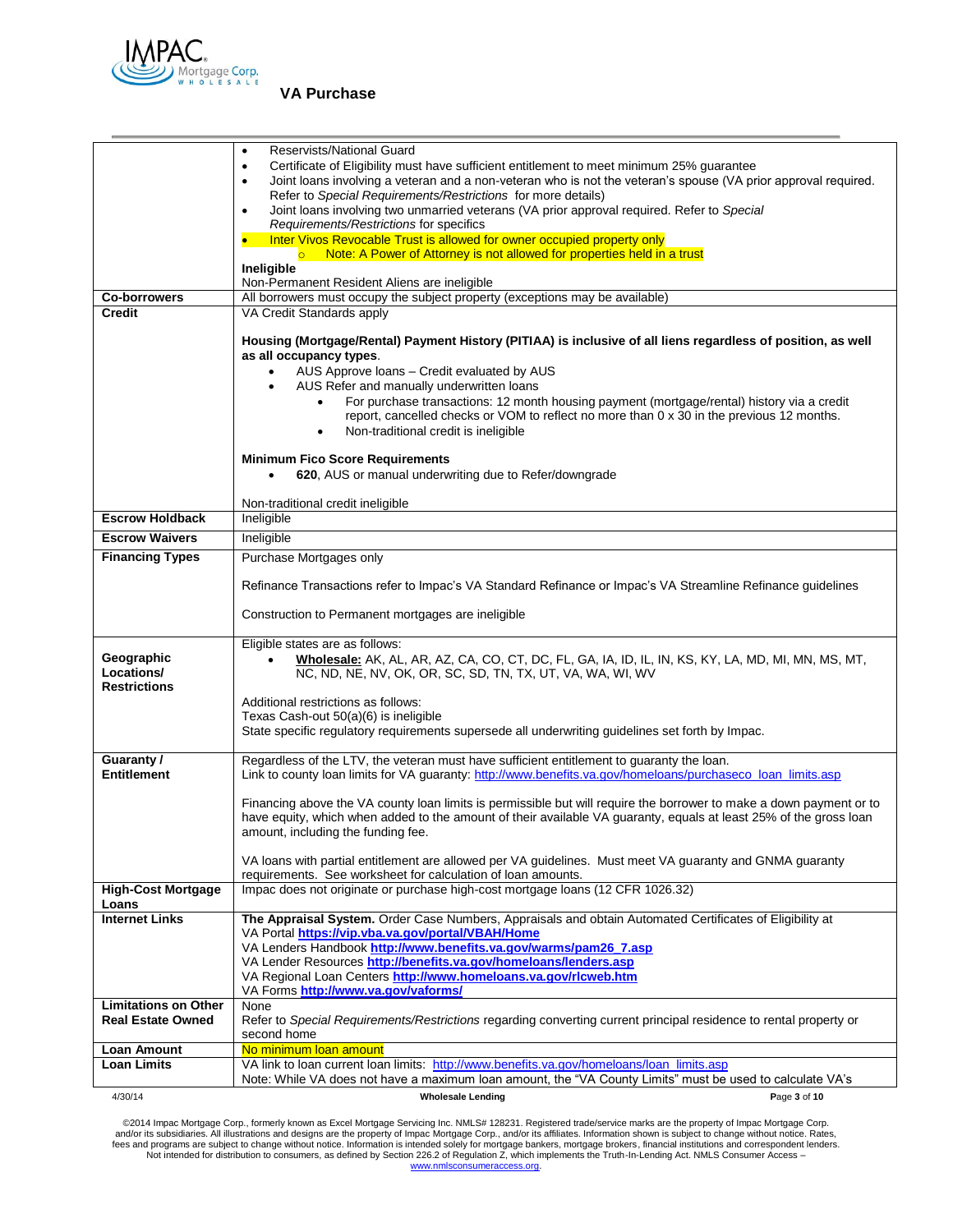| | |
|---|---|
| | • Reservists/National Guard<br>• Certificate of Eligibility must have sufficient entitlement to meet minimum 25% guarantee<br>• Joint loans involving a veteran and a non-veteran who is not the veteran's spouse (VA prior approval required. Refer to *Special Requirements/Restrictions* for more details)<br>• Joint loans involving two unmarried veterans (VA prior approval required. Refer to *Special Requirements/Restrictions* for specifics<br>• Inter Vivos Revocable Trust is allowed for owner occupied property only<br>  ○ Note: A Power of Attorney is not allowed for properties held in a trust<br>**Ineligible**<br>Non-Permanent Resident Aliens are ineligible |
| **Co-borrowers** | All borrowers must occupy the subject property (exceptions may be available) |
| **Credit** | VA Credit Standards apply<br><br>**Housing (Mortgage/Rental) Payment History (PITIAA) is inclusive of all liens regardless of position, as well as all occupancy types**.<br>• AUS Approve loans – Credit evaluated by AUS<br>• AUS Refer and manually underwritten loans<br>  • For purchase transactions: 12 month housing payment (mortgage/rental) history via a credit report, cancelled checks or VOM to reflect no more than 0 x 30 in the previous 12 months.<br>  • Non-traditional credit is ineligible<br><br>**Minimum Fico Score Requirements**<br>• **620**, AUS or manual underwriting due to Refer/downgrade<br><br>Non-traditional credit ineligible |
| **Escrow Holdback** | Ineligible |
| **Escrow Waivers** | Ineligible |
| **Financing Types** | Purchase Mortgages only<br><br>Refinance Transactions refer to Impac's VA Standard Refinance or Impac's VA Streamline Refinance guidelines<br><br>Construction to Permanent mortgages are ineligible |
| **Geographic Locations/ Restrictions** | Eligible states are as follows:<br>• **Wholesale:** AK, AL, AR, AZ, CA, CO, CT, DC, FL, GA, IA, ID, IL, IN, KS, KY, LA, MD, MI, MN, MS, MT, NC, ND, NE, NV, OK, OR, SC, SD, TN, TX, UT, VA, WA, WI, WV<br><br>Additional restrictions as follows:<br>Texas Cash-out 50(a)(6) is ineligible<br>State specific regulatory requirements supersede all underwriting guidelines set forth by Impac. |
| **Guaranty / Entitlement** | Regardless of the LTV, the veteran must have sufficient entitlement to guaranty the loan.<br>Link to county loan limits for VA guaranty: http://www.benefits.va.gov/homeloans/purchaseco_loan_limits.asp<br><br>Financing above the VA county loan limits is permissible but will require the borrower to make a down payment or to have equity, which when added to the amount of their available VA guaranty, equals at least 25% of the gross loan amount, including the funding fee.<br><br>VA loans with partial entitlement are allowed per VA guidelines. Must meet VA guaranty and GNMA guaranty requirements. See worksheet for calculation of loan amounts. |
| **High-Cost Mortgage Loans** | Impac does not originate or purchase high-cost mortgage loans (12 CFR 1026.32) |
| **Internet Links** | **The Appraisal System.** Order Case Numbers, Appraisals and obtain Automated Certificates of Eligibility at<br>VA Portal **https://vip.vba.va.gov/portal/VBAH/Home**<br>VA Lenders Handbook **http://www.benefits.va.gov/warms/pam26_7.asp**<br>VA Lender Resources **http://benefits.va.gov/homeloans/lenders.asp**<br>VA Regional Loan Centers **http://www.homeloans.va.gov/rlcweb.htm**<br>VA Forms **http://www.va.gov/vaforms/** |
| **Limitations on Other Real Estate Owned** | None<br>Refer to *Special Requirements/Restrictions* regarding converting current principal residence to rental property or second home |
| **Loan Amount** | No minimum loan amount |
| **Loan Limits** | VA link to loan current loan limits: http://www.benefits.va.gov/homeloans/loan_limits.asp<br>Note: While VA does not have a maximum loan amount, the "VA County Limits" must be used to calculate VA's |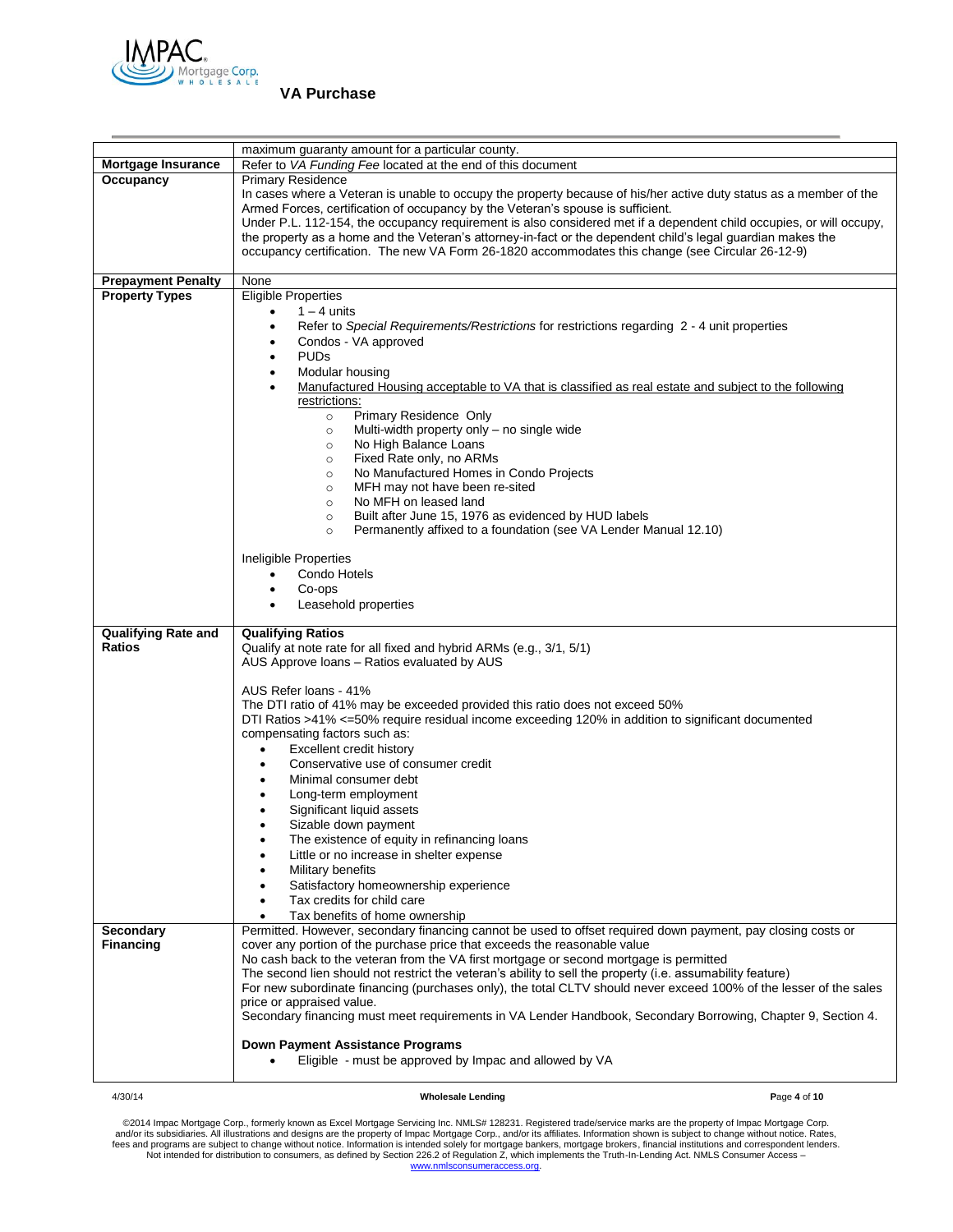| | |
|---|---|
| | maximum guaranty amount for a particular county. |
| **Mortgage Insurance** | Refer to *VA Funding Fee* located at the end of this document |
| **Occupancy** | Primary Residence<br>In cases where a Veteran is unable to occupy the property because of his/her active duty status as a member of the Armed Forces, certification of occupancy by the Veteran's spouse is sufficient.<br>Under P.L. 112-154, the occupancy requirement is also considered met if a dependent child occupies, or will occupy, the property as a home and the Veteran's attorney-in-fact or the dependent child's legal guardian makes the occupancy certification. The new VA Form 26-1820 accommodates this change (see Circular 26-12-9) |
| **Prepayment Penalty** | None |
| **Property Types** | Eligible Properties<br>• 1 – 4 units<br>• Refer to *Special Requirements/Restrictions* for restrictions regarding 2 - 4 unit properties<br>• Condos - VA approved<br>• PUDs<br>• Modular housing<br>• Manufactured Housing acceptable to VA that is classified as real estate and subject to the following restrictions:<br>&nbsp;&nbsp;&nbsp;&nbsp;○ Primary Residence Only<br>&nbsp;&nbsp;&nbsp;&nbsp;○ Multi-width property only – no single wide<br>&nbsp;&nbsp;&nbsp;&nbsp;○ No High Balance Loans<br>&nbsp;&nbsp;&nbsp;&nbsp;○ Fixed Rate only, no ARMs<br>&nbsp;&nbsp;&nbsp;&nbsp;○ No Manufactured Homes in Condo Projects<br>&nbsp;&nbsp;&nbsp;&nbsp;○ MFH may not have been re-sited<br>&nbsp;&nbsp;&nbsp;&nbsp;○ No MFH on leased land<br>&nbsp;&nbsp;&nbsp;&nbsp;○ Built after June 15, 1976 as evidenced by HUD labels<br>&nbsp;&nbsp;&nbsp;&nbsp;○ Permanently affixed to a foundation (see VA Lender Manual 12.10)<br><br>Ineligible Properties<br>• Condo Hotels<br>• Co-ops<br>• Leasehold properties |
| **Qualifying Rate and Ratios** | **Qualifying Ratios**<br>Qualify at note rate for all fixed and hybrid ARMs (e.g., 3/1, 5/1)<br>AUS Approve loans – Ratios evaluated by AUS<br><br>AUS Refer loans - 41%<br>The DTI ratio of 41% may be exceeded provided this ratio does not exceed 50%<br>DTI Ratios >41% <=50% require residual income exceeding 120% in addition to significant documented compensating factors such as:<br>• Excellent credit history<br>• Conservative use of consumer credit<br>• Minimal consumer debt<br>• Long-term employment<br>• Significant liquid assets<br>• Sizable down payment<br>• The existence of equity in refinancing loans<br>• Little or no increase in shelter expense<br>• Military benefits<br>• Satisfactory homeownership experience<br>• Tax credits for child care<br>• Tax benefits of home ownership |
| **Secondary Financing** | Permitted. However, secondary financing cannot be used to offset required down payment, pay closing costs or cover any portion of the purchase price that exceeds the reasonable value<br>No cash back to the veteran from the VA first mortgage or second mortgage is permitted<br>The second lien should not restrict the veteran's ability to sell the property (i.e. assumability feature)<br>For new subordinate financing (purchases only), the total CLTV should never exceed 100% of the lesser of the sales price or appraised value.<br>Secondary financing must meet requirements in VA Lender Handbook, Secondary Borrowing, Chapter 9, Section 4.<br><br>**Down Payment Assistance Programs**<br>• Eligible - must be approved by Impac and allowed by VA |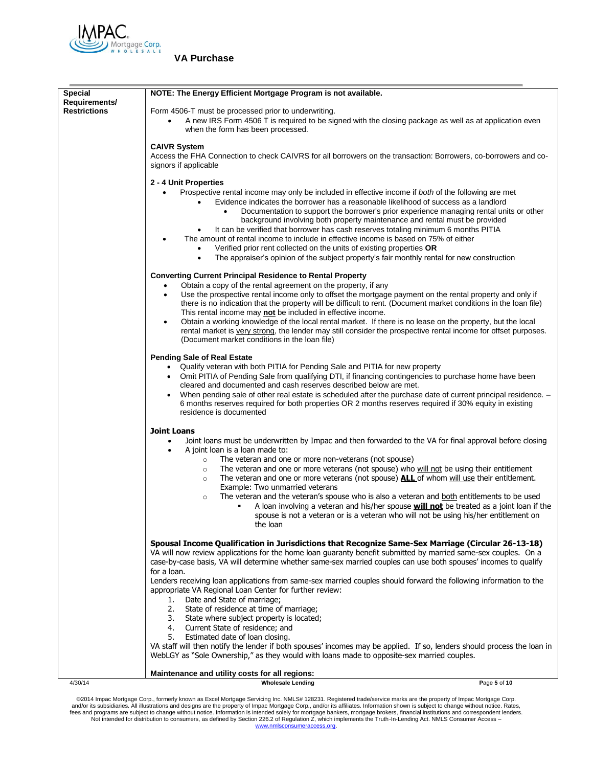# VA Purchase

| Special Requirements/ Restrictions | Content |
|---|---|
| | **NOTE: The Energy Efficient Mortgage Program is not available.** |

**Special Requirements/ Restrictions**

**NOTE: The Energy Efficient Mortgage Program is not available.**

Form 4506-T must be processed prior to underwriting.

- A new IRS Form 4506 T is required to be signed with the closing package as well as at application even when the form has been processed.

**CAIVR System**

Access the FHA Connection to check CAIVRS for all borrowers on the transaction: Borrowers, co-borrowers and co-signors if applicable

**2 - 4 Unit Properties**

- Prospective rental income may only be included in effective income if *both* of the following are met
  - Evidence indicates the borrower has a reasonable likelihood of success as a landlord
    - Documentation to support the borrower's prior experience managing rental units or other background involving both property maintenance and rental must be provided
  - It can be verified that borrower has cash reserves totaling minimum 6 months PITIA
- The amount of rental income to include in effective income is based on 75% of either
  - Verified prior rent collected on the units of existing properties **OR**
  - The appraiser's opinion of the subject property's fair monthly rental for new construction

**Converting Current Principal Residence to Rental Property**

- Obtain a copy of the rental agreement on the property, if any
- Use the prospective rental income only to offset the mortgage payment on the rental property and only if there is no indication that the property will be difficult to rent. (Document market conditions in the loan file) This rental income may **not** be included in effective income.
- Obtain a working knowledge of the local rental market. If there is no lease on the property, but the local rental market is very strong, the lender may still consider the prospective rental income for offset purposes. (Document market conditions in the loan file)

**Pending Sale of Real Estate**

- Qualify veteran with both PITIA for Pending Sale and PITIA for new property
- Omit PITIA of Pending Sale from qualifying DTI, if financing contingencies to purchase home have been cleared and documented and cash reserves described below are met.
- When pending sale of other real estate is scheduled after the purchase date of current principal residence. – 6 months reserves required for both properties OR 2 months reserves required if 30% equity in existing residence is documented

**Joint Loans**

- Joint loans must be underwritten by Impac and then forwarded to the VA for final approval before closing
- A joint loan is a loan made to:
  - The veteran and one or more non-veterans (not spouse)
  - The veteran and one or more veterans (not spouse) who will not be using their entitlement
  - The veteran and one or more veterans (not spouse) **ALL** of whom will use their entitlement. Example: Two unmarried veterans
  - The veteran and the veteran's spouse who is also a veteran and both entitlements to be used
    - A loan involving a veteran and his/her spouse **will not** be treated as a joint loan if the spouse is not a veteran or is a veteran who will not be using his/her entitlement on the loan

**Spousal Income Qualification in Jurisdictions that Recognize Same-Sex Marriage (Circular 26-13-18)**

VA will now review applications for the home loan guaranty benefit submitted by married same-sex couples. On a case-by-case basis, VA will determine whether same-sex married couples can use both spouses' incomes to qualify for a loan.

Lenders receiving loan applications from same-sex married couples should forward the following information to the appropriate VA Regional Loan Center for further review:

1. Date and State of marriage;
2. State of residence at time of marriage;
3. State where subject property is located;
4. Current State of residence; and
5. Estimated date of loan closing.

VA staff will then notify the lender if both spouses' incomes may be applied. If so, lenders should process the loan in WebLGY as "Sole Ownership," as they would with loans made to opposite-sex married couples.

**Maintenance and utility costs for all regions:**

# VA Purchase

**Special Requirements/ Restrictions**

**NOTE: The Energy Efficient Mortgage Program is not available.**

Form 4506-T must be processed prior to underwriting.

- A new IRS Form 4506 T is required to be signed with the closing package as well as at application even when the form has been processed.

**CAIVR System**

Access the FHA Connection to check CAIVRS for all borrowers on the transaction: Borrowers, co-borrowers and co-signors if applicable

**2 - 4 Unit Properties**

- Prospective rental income may only be included in effective income if *both* of the following are met
  - Evidence indicates the borrower has a reasonable likelihood of success as a landlord
    - Documentation to support the borrower's prior experience managing rental units or other background involving both property maintenance and rental must be provided
  - It can be verified that borrower has cash reserves totaling minimum 6 months PITIA
- The amount of rental income to include in effective income is based on 75% of either
  - Verified prior rent collected on the units of existing properties **OR**
  - The appraiser's opinion of the subject property's fair monthly rental for new construction

**Converting Current Principal Residence to Rental Property**

- Obtain a copy of the rental agreement on the property, if any
- Use the prospective rental income only to offset the mortgage payment on the rental property and only if there is no indication that the property will be difficult to rent. (Document market conditions in the loan file) This rental income may **not** be included in effective income.
- Obtain a working knowledge of the local rental market. If there is no lease on the property, but the local rental market is very strong, the lender may still consider the prospective rental income for offset purposes. (Document market conditions in the loan file)

**Pending Sale of Real Estate**

- Qualify veteran with both PITIA for Pending Sale and PITIA for new property
- Omit PITIA of Pending Sale from qualifying DTI, if financing contingencies to purchase home have been cleared and documented and cash reserves described below are met.
- When pending sale of other real estate is scheduled after the purchase date of current principal residence. – 6 months reserves required for both properties OR 2 months reserves required if 30% equity in existing residence is documented

**Joint Loans**

- Joint loans must be underwritten by Impac and then forwarded to the VA for final approval before closing
- A joint loan is a loan made to:
  - The veteran and one or more non-veterans (not spouse)
  - The veteran and one or more veterans (not spouse) who will not be using their entitlement
  - The veteran and one or more veterans (not spouse) **ALL** of whom will use their entitlement. Example: Two unmarried veterans
  - The veteran and the veteran's spouse who is also a veteran and both entitlements to be used
    - A loan involving a veteran and his/her spouse **will not** be treated as a joint loan if the spouse is not a veteran or is a veteran who will not be using his/her entitlement on the loan

**Spousal Income Qualification in Jurisdictions that Recognize Same-Sex Marriage (Circular 26-13-18)**

VA will now review applications for the home loan guaranty benefit submitted by married same-sex couples. On a case-by-case basis, VA will determine whether same-sex married couples can use both spouses' incomes to qualify for a loan.

Lenders receiving loan applications from same-sex married couples should forward the following information to the appropriate VA Regional Loan Center for further review:

1. Date and State of marriage;
2. State of residence at time of marriage;
3. State where subject property is located;
4. Current State of residence; and
5. Estimated date of loan closing.

VA staff will then notify the lender if both spouses' incomes may be applied. If so, lenders should process the loan in WebLGY as "Sole Ownership," as they would with loans made to opposite-sex married couples.

**Maintenance and utility costs for all regions:**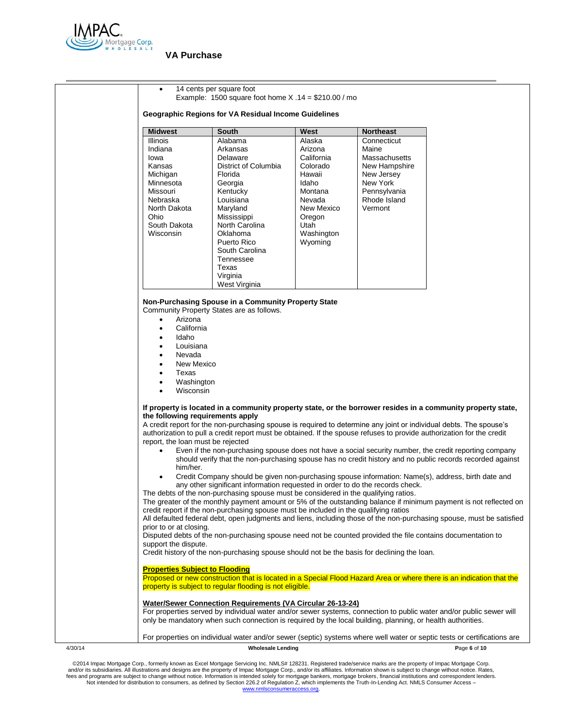- 14 cents per square foot
  Example: 1500 square foot home X .14 = $210.00 / mo

**Geographic Regions for VA Residual Income Guidelines**

| Midwest | South | West | Northeast |
|---|---|---|---|
| Illinois | Alabama | Alaska | Connecticut |
| Indiana | Arkansas | Arizona | Maine |
| Iowa | Delaware | California | Massachusetts |
| Kansas | District of Columbia | Colorado | New Hampshire |
| Michigan | Florida | Hawaii | New Jersey |
| Minnesota | Georgia | Idaho | New York |
| Missouri | Kentucky | Montana | Pennsylvania |
| Nebraska | Louisiana | Nevada | Rhode Island |
| North Dakota | Maryland | New Mexico | Vermont |
| Ohio | Mississippi | Oregon | |
| South Dakota | North Carolina | Utah | |
| Wisconsin | Oklahoma | Washington | |
| | Puerto Rico | Wyoming | |
| | South Carolina | | |
| | Tennessee | | |
| | Texas | | |
| | Virginia | | |
| | West Virginia | | |

**Non-Purchasing Spouse in a Community Property State**
Community Property States are as follows.

- Arizona
- California
- Idaho
- Louisiana
- Nevada
- New Mexico
- Texas
- Washington
- Wisconsin

**If property is located in a community property state, or the borrower resides in a community property state, the following requirements apply**
A credit report for the non-purchasing spouse is required to determine any joint or individual debts. The spouse's authorization to pull a credit report must be obtained. If the spouse refuses to provide authorization for the credit report, the loan must be rejected

- Even if the non-purchasing spouse does not have a social security number, the credit reporting company should verify that the non-purchasing spouse has no credit history and no public records recorded against him/her.
- Credit Company should be given non-purchasing spouse information: Name(s), address, birth date and any other significant information requested in order to do the records check.

The debts of the non-purchasing spouse must be considered in the qualifying ratios.
The greater of the monthly payment amount or 5% of the outstanding balance if minimum payment is not reflected on credit report if the non-purchasing spouse must be included in the qualifying ratios
All defaulted federal debt, open judgments and liens, including those of the non-purchasing spouse, must be satisfied prior to or at closing.
Disputed debts of the non-purchasing spouse need not be counted provided the file contains documentation to support the dispute.
Credit history of the non-purchasing spouse should not be the basis for declining the loan.

**Properties Subject to Flooding**
Proposed or new construction that is located in a Special Flood Hazard Area or where there is an indication that the property is subject to regular flooding is not eligible.

**Water/Sewer Connection Requirements (VA Circular 26-13-24)**
For properties served by individual water and/or sewer systems, connection to public water and/or public sewer will only be mandatory when such connection is required by the local building, planning, or health authorities.

For properties on individual water and/or sewer (septic) systems where well water or septic tests or certifications are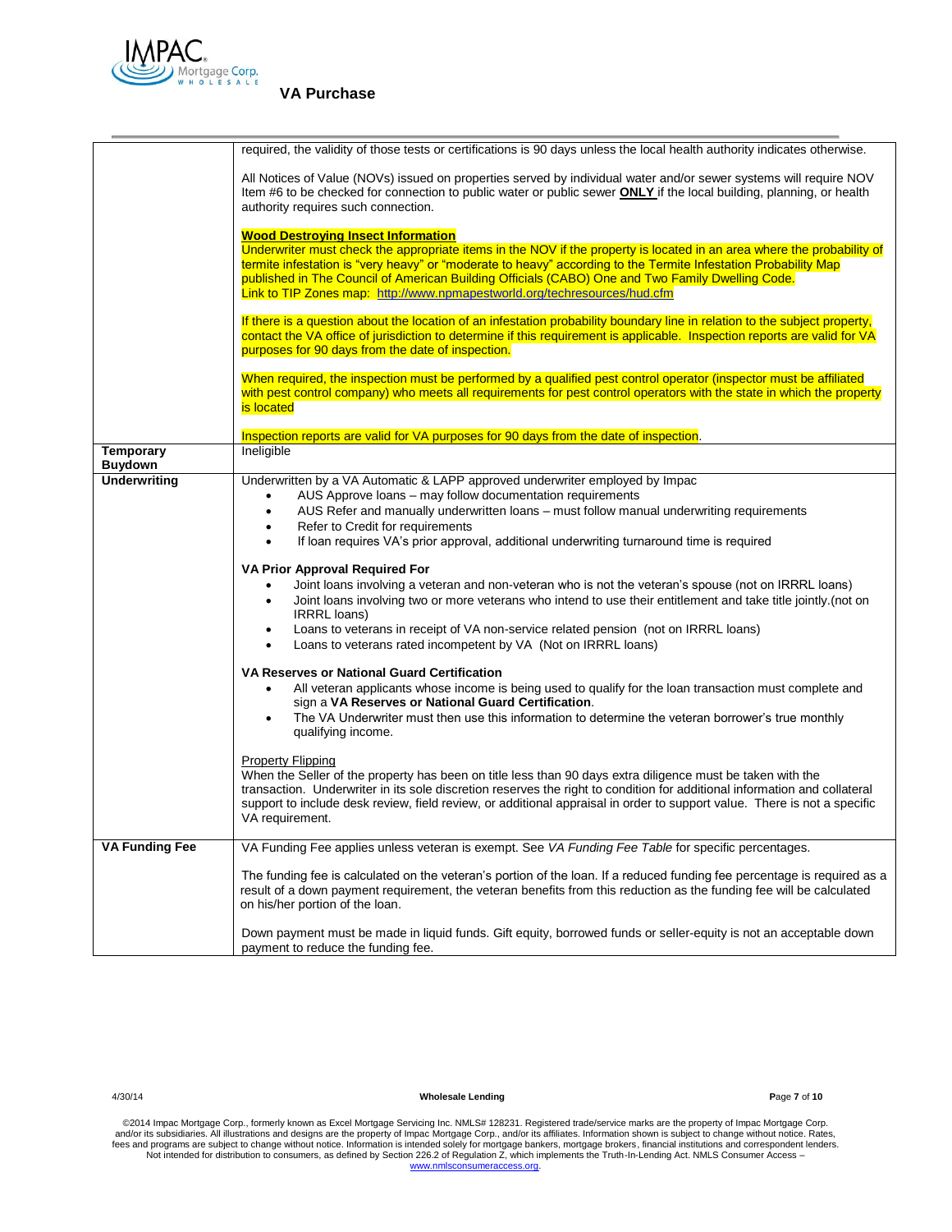| | |
|---|---|
| | required, the validity of those tests or certifications is 90 days unless the local health authority indicates otherwise.<br><br>All Notices of Value (NOVs) issued on properties served by individual water and/or sewer systems will require NOV Item #6 to be checked for connection to public water or public sewer **ONLY** if the local building, planning, or health authority requires such connection.<br><br>**Wood Destroying Insect Information**<br>Underwriter must check the appropriate items in the NOV if the property is located in an area where the probability of termite infestation is "very heavy" or "moderate to heavy" according to the Termite Infestation Probability Map published in The Council of American Building Officials (CABO) One and Two Family Dwelling Code.<br>Link to TIP Zones map: http://www.npmapestworld.org/techresources/hud.cfm<br><br>If there is a question about the location of an infestation probability boundary line in relation to the subject property, contact the VA office of jurisdiction to determine if this requirement is applicable. Inspection reports are valid for VA purposes for 90 days from the date of inspection.<br><br>When required, the inspection must be performed by a qualified pest control operator (inspector must be affiliated with pest control company) who meets all requirements for pest control operators with the state in which the property is located<br><br>Inspection reports are valid for VA purposes for 90 days from the date of inspection. |
| **Temporary Buydown** | Ineligible |
| **Underwriting** | Underwritten by a VA Automatic & LAPP approved underwriter employed by Impac<br>• AUS Approve loans – may follow documentation requirements<br>• AUS Refer and manually underwritten loans – must follow manual underwriting requirements<br>• Refer to Credit for requirements<br>• If loan requires VA's prior approval, additional underwriting turnaround time is required<br><br>**VA Prior Approval Required For**<br>• Joint loans involving a veteran and non-veteran who is not the veteran's spouse (not on IRRRL loans)<br>• Joint loans involving two or more veterans who intend to use their entitlement and take title jointly.(not on IRRRL loans)<br>• Loans to veterans in receipt of VA non-service related pension (not on IRRRL loans)<br>• Loans to veterans rated incompetent by VA (Not on IRRRL loans)<br><br>**VA Reserves or National Guard Certification**<br>• All veteran applicants whose income is being used to qualify for the loan transaction must complete and sign a **VA Reserves or National Guard Certification**.<br>• The VA Underwriter must then use this information to determine the veteran borrower's true monthly qualifying income.<br><br>Property Flipping<br>When the Seller of the property has been on title less than 90 days extra diligence must be taken with the transaction. Underwriter in its sole discretion reserves the right to condition for additional information and collateral support to include desk review, field review, or additional appraisal in order to support value. There is not a specific VA requirement. |
| **VA Funding Fee** | VA Funding Fee applies unless veteran is exempt. See *VA Funding Fee Table* for specific percentages.<br><br>The funding fee is calculated on the veteran's portion of the loan. If a reduced funding fee percentage is required as a result of a down payment requirement, the veteran benefits from this reduction as the funding fee will be calculated on his/her portion of the loan.<br><br>Down payment must be made in liquid funds. Gift equity, borrowed funds or seller-equity is not an acceptable down payment to reduce the funding fee. |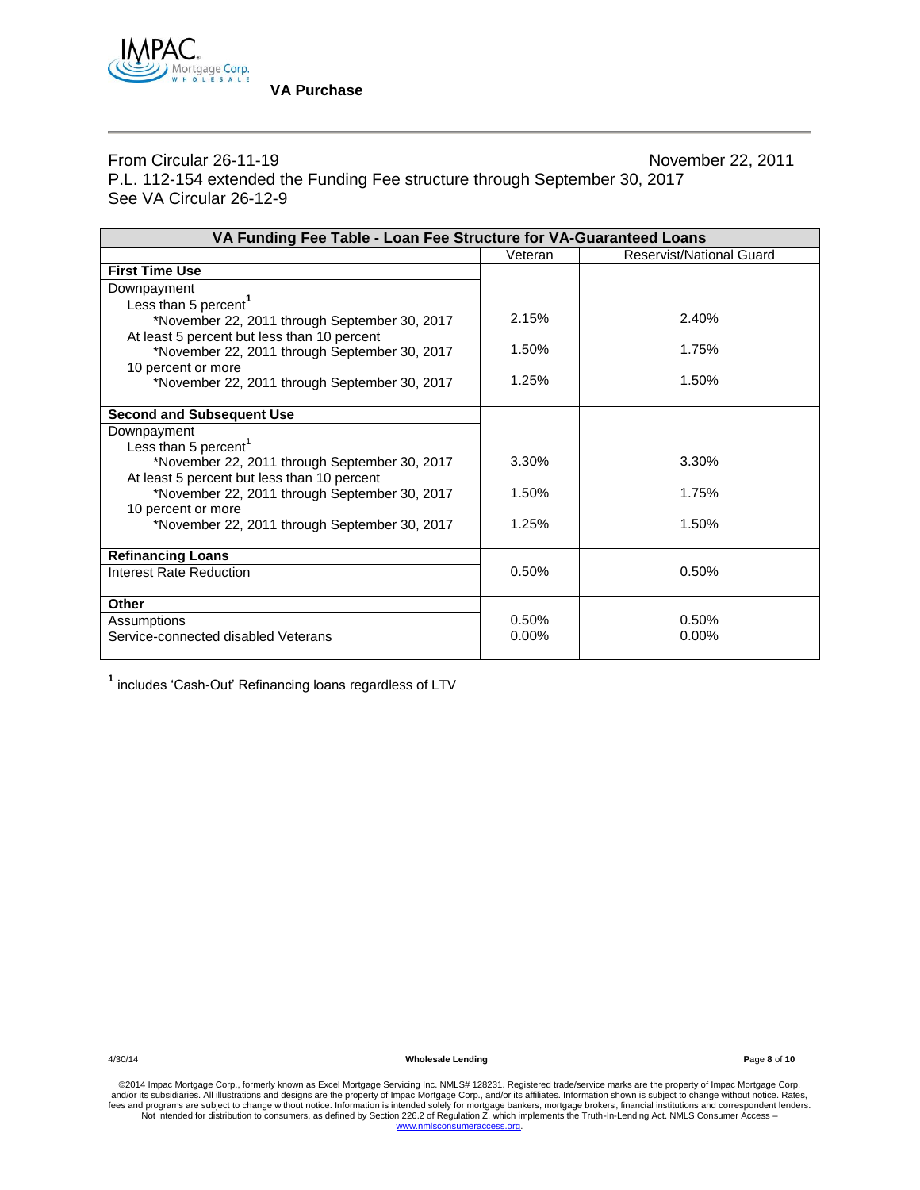**VA Purchase**

From Circular 26-11-19 November 22, 2011

P.L. 112-154 extended the Funding Fee structure through September 30, 2017

See VA Circular 26-12-9

| VA Funding Fee Table - Loan Fee Structure for VA-Guaranteed Loans | | |
|---|---|---|
| | Veteran | Reservist/National Guard |
| **First Time Use** | | |
| Downpayment | | |
| Less than 5 percent[1] | | |
| *November 22, 2011 through September 30, 2017 | 2.15% | 2.40% |
| At least 5 percent but less than 10 percent | | |
| *November 22, 2011 through September 30, 2017 | 1.50% | 1.75% |
| 10 percent or more | | |
| *November 22, 2011 through September 30, 2017 | 1.25% | 1.50% |
| **Second and Subsequent Use** | | |
| Downpayment | | |
| Less than 5 percent[1] | | |
| *November 22, 2011 through September 30, 2017 | 3.30% | 3.30% |
| At least 5 percent but less than 10 percent | | |
| *November 22, 2011 through September 30, 2017 | 1.50% | 1.75% |
| 10 percent or more | | |
| *November 22, 2011 through September 30, 2017 | 1.25% | 1.50% |
| **Refinancing Loans** | | |
| Interest Rate Reduction | 0.50% | 0.50% |
| **Other** | | |
| Assumptions | 0.50% | 0.50% |
| Service-connected disabled Veterans | 0.00% | 0.00% |

[1] includes 'Cash-Out' Refinancing loans regardless of LTV

4/30/14 **Wholesale Lending**

©2014 Impac Mortgage Corp., formerly known as Excel Mortgage Servicing Inc. NMLS# 128231. Registered trade/service marks are the property of Impac Mortgage Corp. and/or its subsidiaries. All illustrations and designs are the property of Impac Mortgage Corp., and/or its affiliates. Information shown is subject to change without notice. Rates, fees and programs are subject to change without notice. Information is intended solely for mortgage bankers, mortgage brokers, financial institutions and correspondent lenders. Not intended for distribution to consumers, as defined by Section 226.2 of Regulation Z, which implements the Truth-In-Lending Act. NMLS Consumer Access – www.nmlsconsumeraccess.org.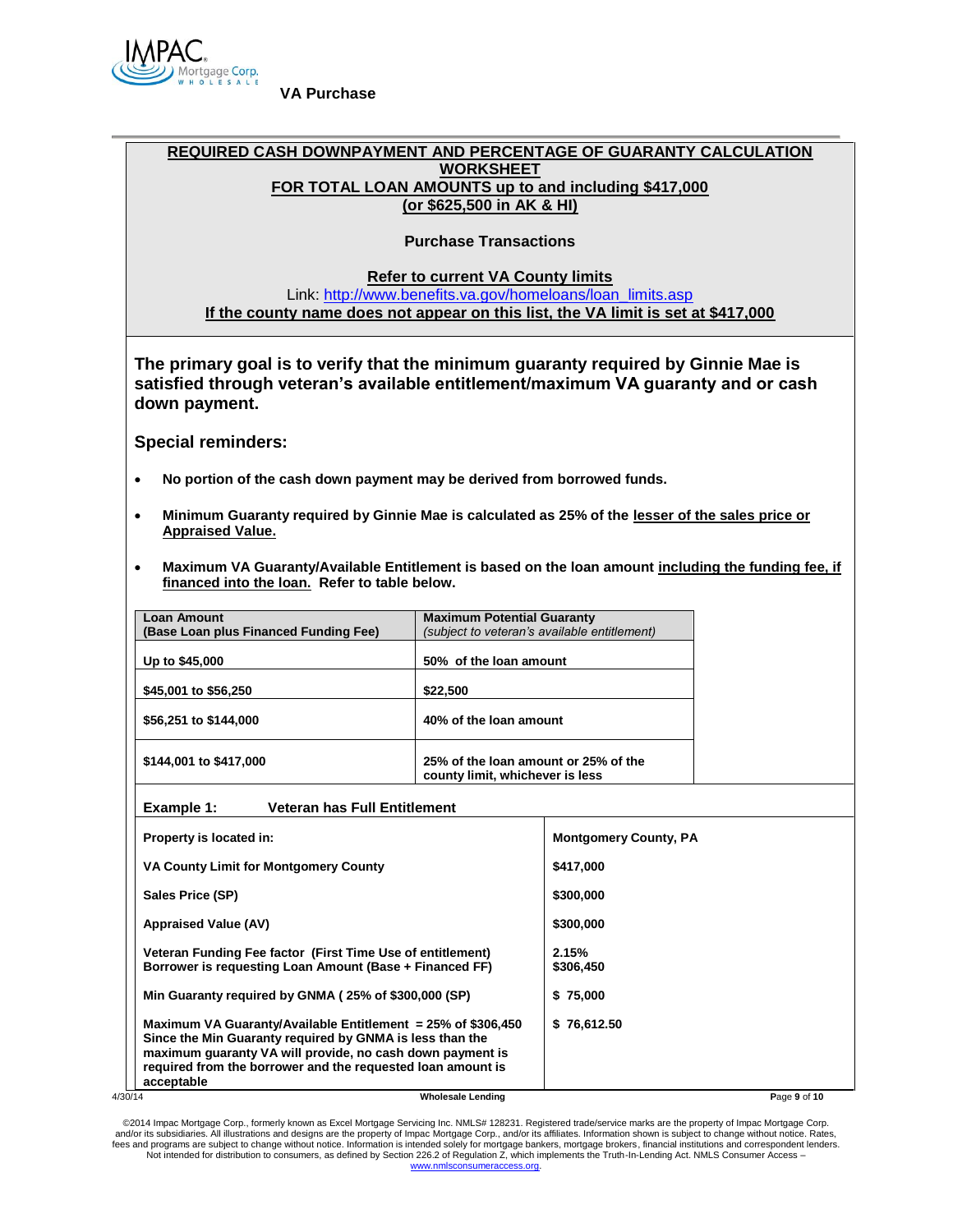VA Purchase

## REQUIRED CASH DOWNPAYMENT AND PERCENTAGE OF GUARANTY CALCULATION WORKSHEET
## FOR TOTAL LOAN AMOUNTS up to and including $417,000 (or $625,500 in AK & HI)

**Purchase Transactions**

**Refer to current VA County limits**

Link: http://www.benefits.va.gov/homeloans/loan_limits.asp

**If the county name does not appear on this list, the VA limit is set at $417,000**

### The primary goal is to verify that the minimum guaranty required by Ginnie Mae is satisfied through veteran's available entitlement/maximum VA guaranty and or cash down payment.

### Special reminders:

- **No portion of the cash down payment may be derived from borrowed funds.**
- **Minimum Guaranty required by Ginnie Mae is calculated as 25% of the lesser of the sales price or Appraised Value.**
- **Maximum VA Guaranty/Available Entitlement is based on the loan amount including the funding fee, if financed into the loan. Refer to table below.**

| Loan Amount (Base Loan plus Financed Funding Fee) | Maximum Potential Guaranty *(subject to veteran's available entitlement)* |
|---|---|
| Up to $45,000 | 50% of the loan amount |
| $45,001 to $56,250 | $22,500 |
| $56,251 to $144,000 | 40% of the loan amount |
| $144,001 to $417,000 | 25% of the loan amount or 25% of the county limit, whichever is less |

| Example 1: Veteran has Full Entitlement | |
|---|---|
| Property is located in: | Montgomery County, PA |
| VA County Limit for Montgomery County | $417,000 |
| Sales Price (SP) | $300,000 |
| Appraised Value (AV) | $300,000 |
| Veteran Funding Fee factor (First Time Use of entitlement) Borrower is requesting Loan Amount (Base + Financed FF) | 2.15% $306,450 |
| Min Guaranty required by GNMA ( 25% of $300,000 (SP) | $ 75,000 |
| Maximum VA Guaranty/Available Entitlement = 25% of $306,450 Since the Min Guaranty required by GNMA is less than the maximum guaranty VA will provide, no cash down payment is required from the borrower and the requested loan amount is acceptable | $ 76,612.50 |

©2014 Impac Mortgage Corp., formerly known as Excel Mortgage Servicing Inc. NMLS# 128231. Registered trade/service marks are the property of Impac Mortgage Corp. and/or its subsidiaries. All illustrations and designs are the property of Impac Mortgage Corp., and/or its affiliates. Information shown is subject to change without notice. Rates, fees and programs are subject to change without notice. Information is intended solely for mortgage bankers, mortgage brokers, financial institutions and correspondent lenders. Not intended for distribution to consumers, as defined by Section 226.2 of Regulation Z, which implements the Truth-In-Lending Act. NMLS Consumer Access – www.nmlsconsumeraccess.org.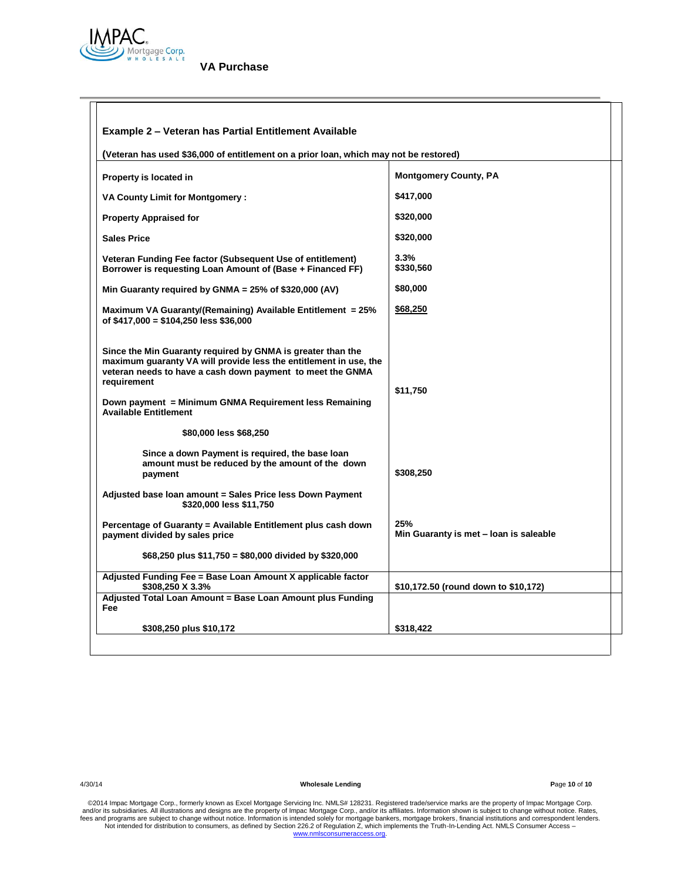# VA Purchase

### Example 2 – Veteran has Partial Entitlement Available

**(Veteran has used $36,000 of entitlement on a prior loan, which may not be restored)**

| | |
|---|---|
| **Property is located in** | **Montgomery County, PA** |
| **VA County Limit for Montgomery :** | **$417,000** |
| **Property Appraised for** | **$320,000** |
| **Sales Price** | **$320,000** |
| **Veteran Funding Fee factor (Subsequent Use of entitlement)**<br>**Borrower is requesting Loan Amount of (Base + Financed FF)** | **3.3%**<br>**$330,560** |
| **Min Guaranty required by GNMA = 25% of $320,000 (AV)** | **$80,000** |
| **Maximum VA Guaranty/(Remaining) Available Entitlement = 25% of $417,000 = $104,250 less $36,000** | **$68,250** |
| **Since the Min Guaranty required by GNMA is greater than the maximum guaranty VA will provide less the entitlement in use, the veteran needs to have a cash down payment to meet the GNMA requirement**<br><br>**Down payment = Minimum GNMA Requirement less Remaining Available Entitlement**<br><br>**$80,000 less $68,250** | **$11,750** |
| **Since a down Payment is required, the base loan amount must be reduced by the amount of the down payment**<br><br>**Adjusted base loan amount = Sales Price less Down Payment $320,000 less $11,750** | **$308,250** |
| **Percentage of Guaranty = Available Entitlement plus cash down payment divided by sales price**<br><br>**$68,250 plus $11,750 = $80,000 divided by $320,000** | **25%**<br>**Min Guaranty is met – loan is saleable** |
| **Adjusted Funding Fee = Base Loan Amount X applicable factor $308,250 X 3.3%** | **$10,172.50 (round down to $10,172)** |
| **Adjusted Total Loan Amount = Base Loan Amount plus Funding Fee**<br><br>**$308,250 plus $10,172** | **$318,422** |

©2014 Impac Mortgage Corp., formerly known as Excel Mortgage Servicing Inc. NMLS# 128231. Registered trade/service marks are the property of Impac Mortgage Corp. and/or its subsidiaries. All illustrations and designs are the property of Impac Mortgage Corp., and/or its affiliates. Information shown is subject to change without notice. Rates, fees and programs are subject to change without notice. Information is intended solely for mortgage bankers, mortgage brokers, financial institutions and correspondent lenders. Not intended for distribution to consumers, as defined by Section 226.2 of Regulation Z, which implements the Truth-In-Lending Act. NMLS Consumer Access – www.nmlsconsumeraccess.org.